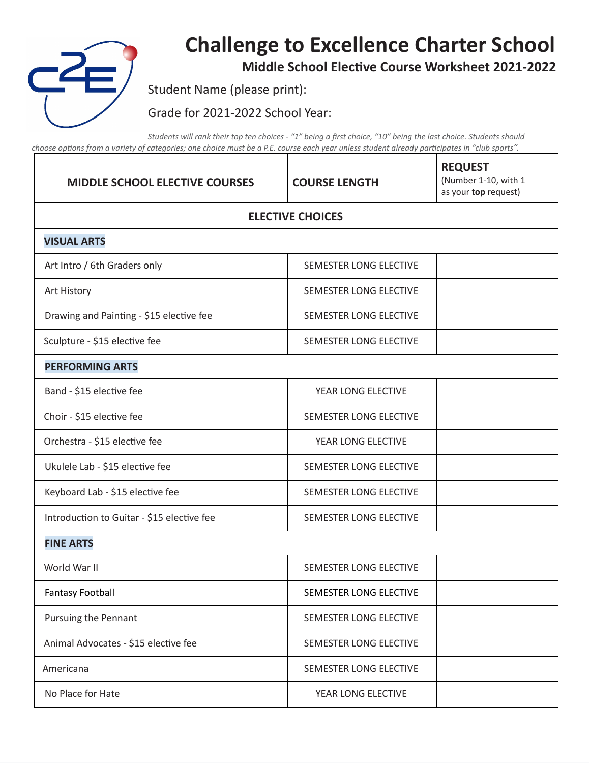# Challenge to Excellence Charter School

## Middle School Elective Course Worksheet 2021-2022

Student Name (please print):

Grade for 2021-2022 School Year:

*Students will rank their top ten choices - "1" being a first choice, "10" being the last choice. Students should choose options from a variety of categories; one choice must be a P.E. course each year unless student already participates in "club sports".*

| MIDDLE SCHOOL ELECTIVE COURSES | COURSE LENGTH | REQUEST (Number 1-10, with 1 as your **top** request) |
|---|---|---|
| **ELECTIVE CHOICES** | | |
| **VISUAL ARTS** | | |
| Art Intro / 6th Graders only | SEMESTER LONG ELECTIVE | |
| Art History | SEMESTER LONG ELECTIVE | |
| Drawing and Painting - $15 elective fee | SEMESTER LONG ELECTIVE | |
| Sculpture - $15 elective fee | SEMESTER LONG ELECTIVE | |
| **PERFORMING ARTS** | | |
| Band - $15 elective fee | YEAR LONG ELECTIVE | |
| Choir - $15 elective fee | SEMESTER LONG ELECTIVE | |
| Orchestra - $15 elective fee | YEAR LONG ELECTIVE | |
| Ukulele Lab - $15 elective fee | SEMESTER LONG ELECTIVE | |
| Keyboard Lab - $15 elective fee | SEMESTER LONG ELECTIVE | |
| Introduction to Guitar - $15 elective fee | SEMESTER LONG ELECTIVE | |
| **FINE ARTS** | | |
| World War II | SEMESTER LONG ELECTIVE | |
| Fantasy Football | SEMESTER LONG ELECTIVE | |
| Pursuing the Pennant | SEMESTER LONG ELECTIVE | |
| Animal Advocates - $15 elective fee | SEMESTER LONG ELECTIVE | |
| Americana | SEMESTER LONG ELECTIVE | |
| No Place for Hate | YEAR LONG ELECTIVE | |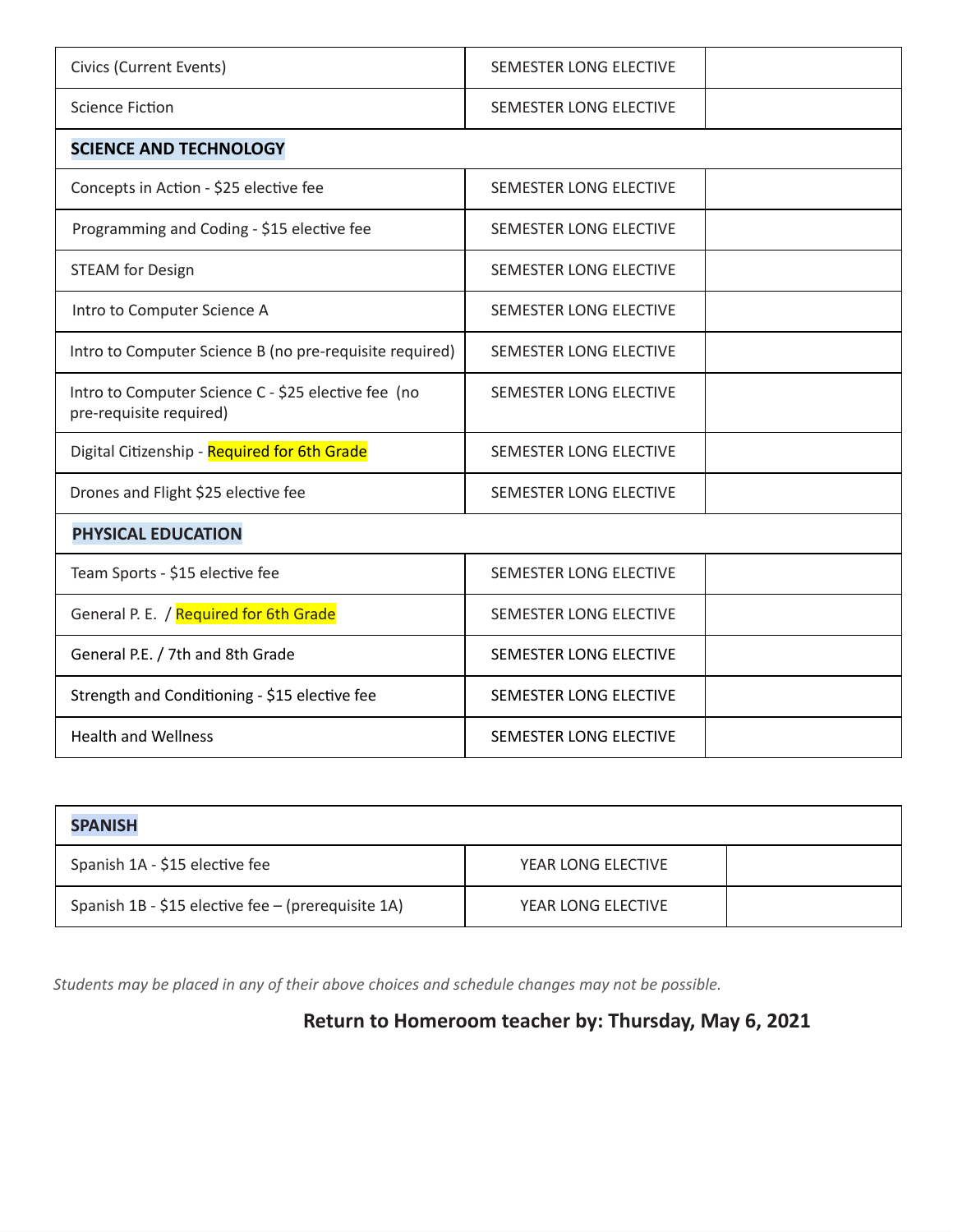| | | |
|---|---|---|
| Civics (Current Events) | SEMESTER LONG ELECTIVE | |
| Science Fiction | SEMESTER LONG ELECTIVE | |
| **SCIENCE AND TECHNOLOGY** | | |
| Concepts in Action - $25 elective fee | SEMESTER LONG ELECTIVE | |
| Programming and Coding - $15 elective fee | SEMESTER LONG ELECTIVE | |
| STEAM for Design | SEMESTER LONG ELECTIVE | |
| Intro to Computer Science A | SEMESTER LONG ELECTIVE | |
| Intro to Computer Science B (no pre-requisite required) | SEMESTER LONG ELECTIVE | |
| Intro to Computer Science C - $25 elective fee (no pre-requisite required) | SEMESTER LONG ELECTIVE | |
| Digital Citizenship - Required for 6th Grade | SEMESTER LONG ELECTIVE | |
| Drones and Flight $25 elective fee | SEMESTER LONG ELECTIVE | |
| **PHYSICAL EDUCATION** | | |
| Team Sports - $15 elective fee | SEMESTER LONG ELECTIVE | |
| General P. E. / Required for 6th Grade | SEMESTER LONG ELECTIVE | |
| General P.E. / 7th and 8th Grade | SEMESTER LONG ELECTIVE | |
| Strength and Conditioning - $15 elective fee | SEMESTER LONG ELECTIVE | |
| Health and Wellness | SEMESTER LONG ELECTIVE | |

| **SPANISH** | | |
|---|---|---|
| Spanish 1A - $15 elective fee | YEAR LONG ELECTIVE | |
| Spanish 1B - $15 elective fee – (prerequisite 1A) | YEAR LONG ELECTIVE | |

*Students may be placed in any of their above choices and schedule changes may not be possible.*

**Return to Homeroom teacher by: Thursday, May 6, 2021**